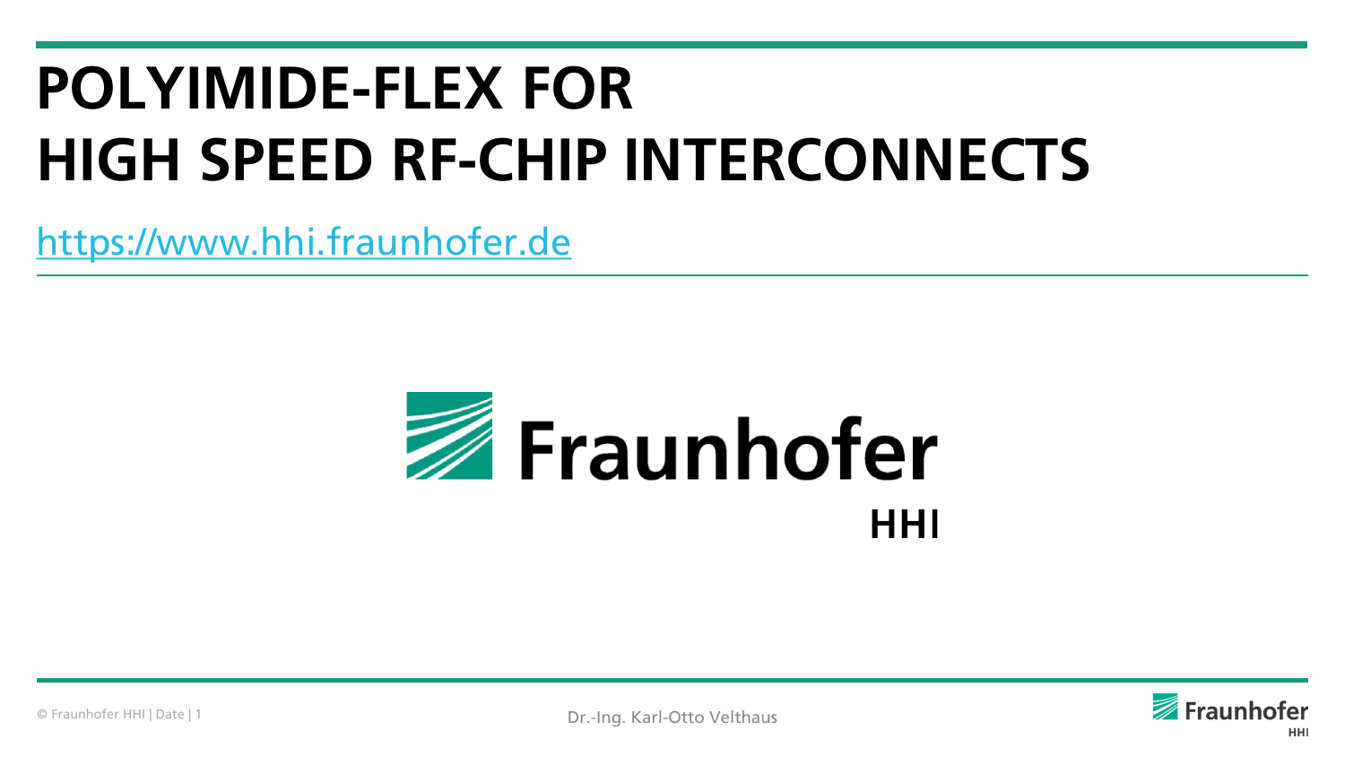# POLYIMIDE-FLEX FOR HIGH SPEED RF-CHIP INTERCONNECTS

https://www.hhi.fraunhofer.de

Fraunhofer

HHI

Dr.-Ing. Karl-Otto Velthaus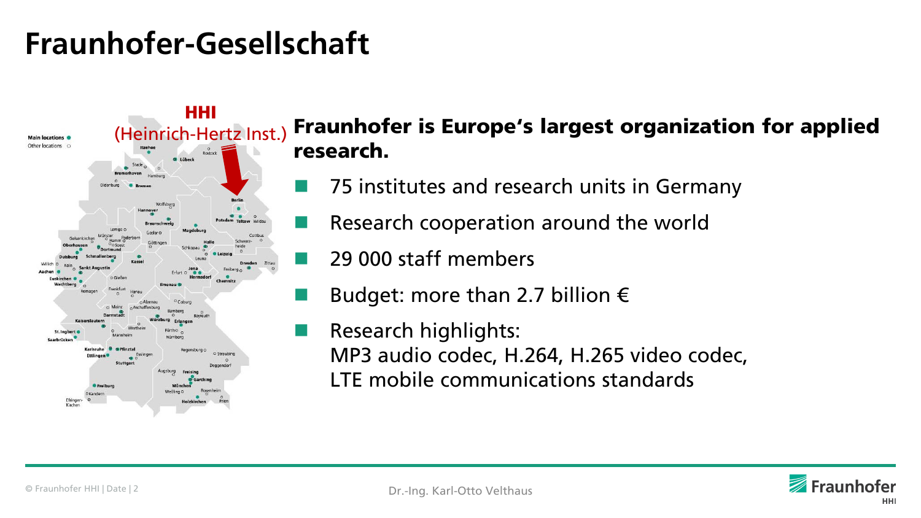# Fraunhofer-Gesellschaft

**HHI**
(Heinrich-Hertz Inst.)

**Fraunhofer is Europe's largest organization for applied research.**

- 75 institutes and research units in Germany
- Research cooperation around the world
- 29 000 staff members
- Budget: more than 2.7 billion €
- Research highlights:
  MP3 audio codec, H.264, H.265 video codec,
  LTE mobile communications standards

Dr.-Ing. Karl-Otto Velthaus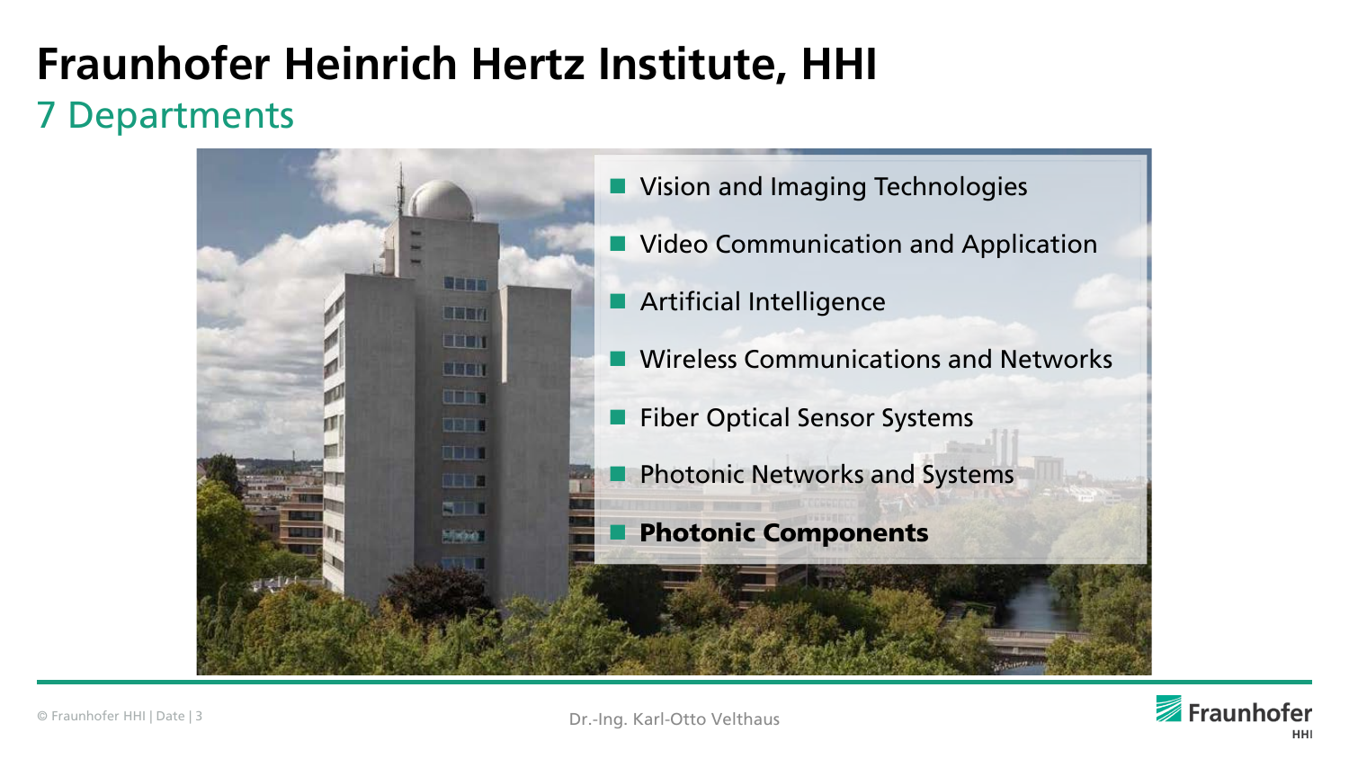# Fraunhofer Heinrich Hertz Institute, HHI

## 7 Departments

- Vision and Imaging Technologies
- Video Communication and Application
- Artificial Intelligence
- Wireless Communications and Networks
- Fiber Optical Sensor Systems
- Photonic Networks and Systems
- **Photonic Components**

Dr.-Ing. Karl-Otto Velthaus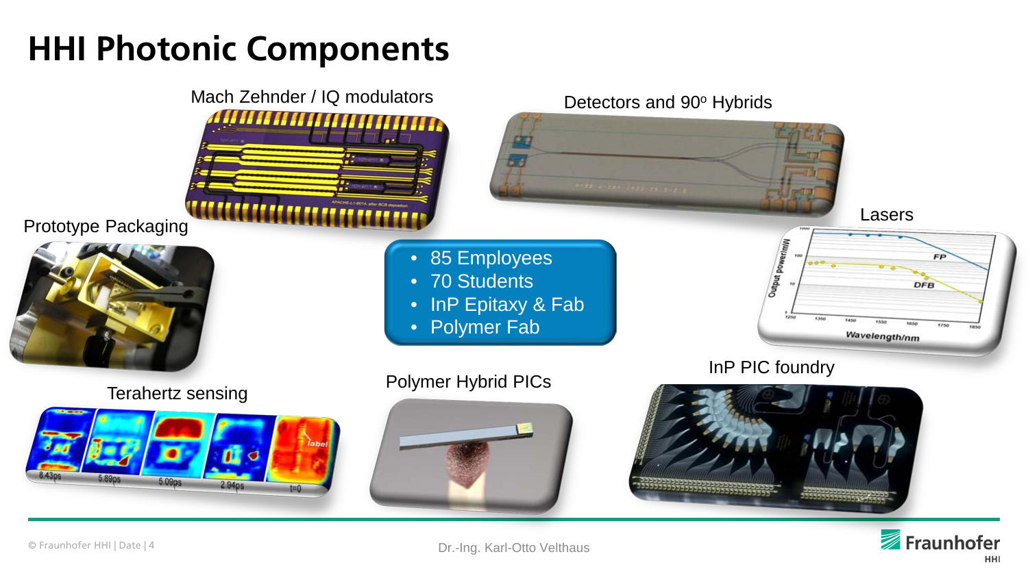# HHI Photonic Components

Mach Zehnder / IQ modulators

Detectors and 90° Hybrids

Lasers

Prototype Packaging

- 85 Employees
- 70 Students
- InP Epitaxy & Fab
- Polymer Fab

Terahertz sensing

Polymer Hybrid PICs

InP PIC foundry

Dr.-Ing. Karl-Otto Velthaus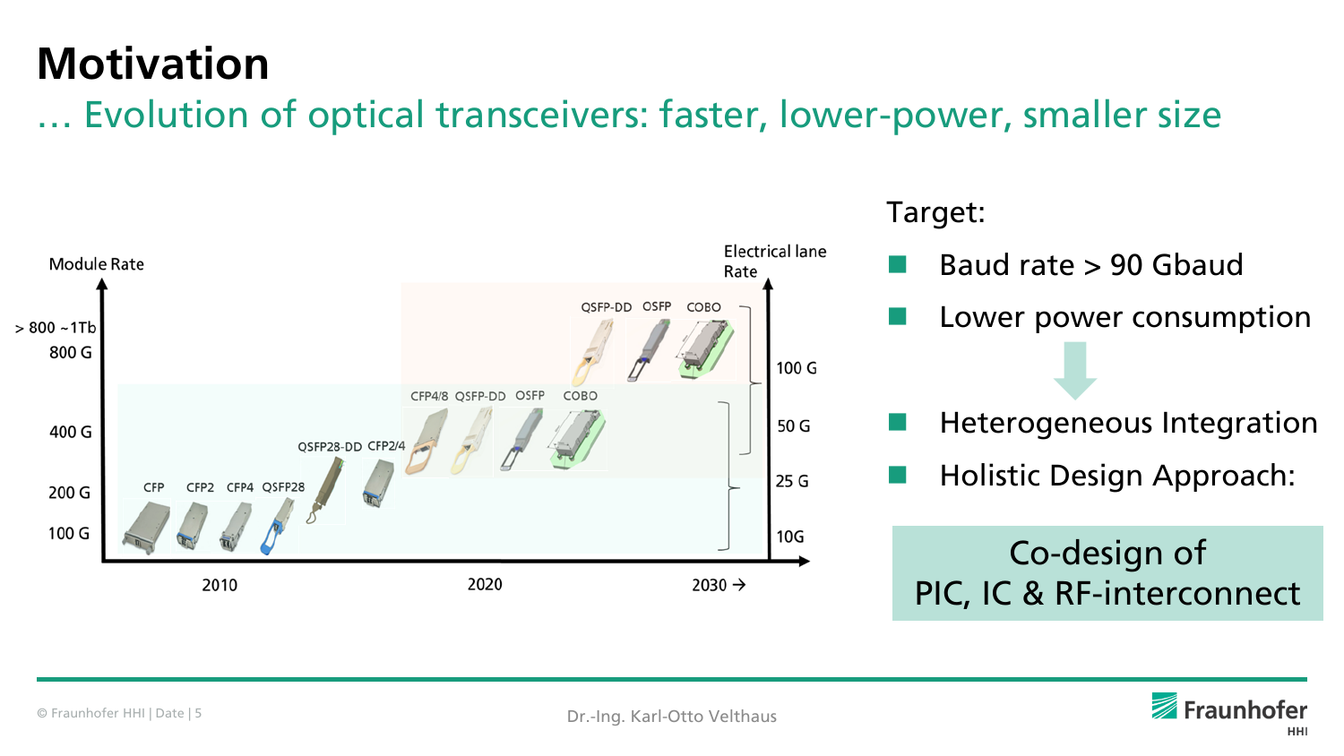# Motivation

## … Evolution of optical transceivers: faster, lower-power, smaller size

Module Rate

> 800 ~1Tb
800 G
400 G
200 G
100 G

Electrical lane Rate

100 G
50 G
25 G
10G

CFP CFP2 CFP4 QSFP28 QSFP28-DD CFP2/4 CFP4/8 QSFP-DD OSFP COBO QSFP-DD OSFP COBO

2010 2020 2030 →

Target:

- Baud rate > 90 Gbaud
- Lower power consumption
- Heterogeneous Integration
- Holistic Design Approach:

Co-design of PIC, IC & RF-interconnect

Dr.-Ing. Karl-Otto Velthaus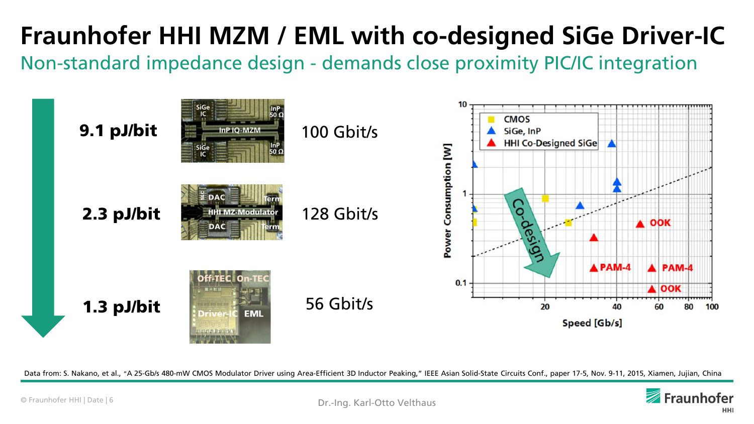# Fraunhofer HHI MZM / EML with co-designed SiGe Driver-IC

## Non-standard impedance design - demands close proximity PIC/IC integration

**9.1 pJ/bit** — 100 Gbit/s

**2.3 pJ/bit** — 128 Gbit/s

**1.3 pJ/bit** — 56 Gbit/s

Data from: S. Nakano, et al., "A 25-Gb/s 480-mW CMOS Modulator Driver using Area-Efficient 3D Inductor Peaking," IEEE Asian Solid-State Circuits Conf., paper 17-5, Nov. 9-11, 2015, Xiamen, Jujian, China

Dr.-Ing. Karl-Otto Velthaus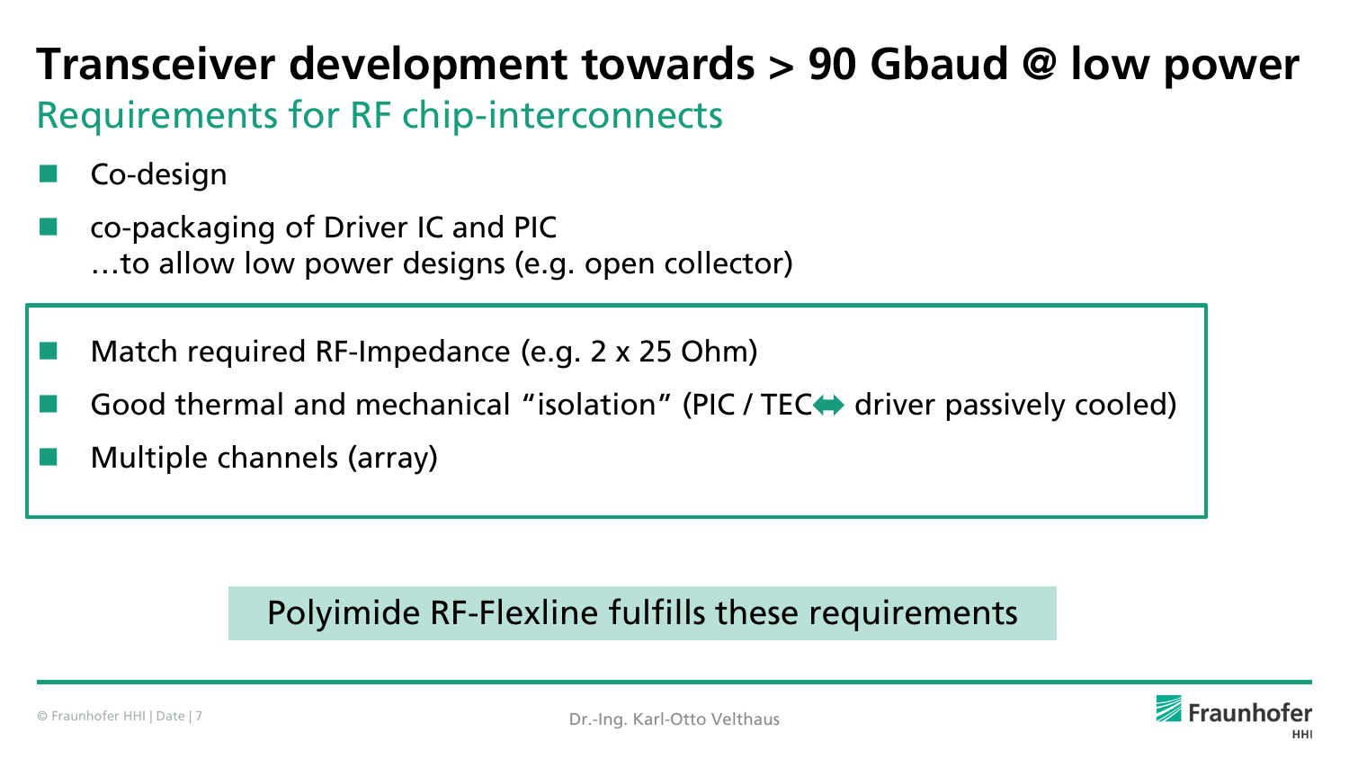# Transceiver development towards > 90 Gbaud @ low power

## Requirements for RF chip-interconnects

- Co-design
- co-packaging of Driver IC and PIC
  …to allow low power designs (e.g. open collector)

- Match required RF-Impedance (e.g. 2 x 25 Ohm)
- Good thermal and mechanical "isolation" (PIC / TEC⬌ driver passively cooled)
- Multiple channels (array)

Polyimide RF-Flexline fulfills these requirements

Dr.-Ing. Karl-Otto Velthaus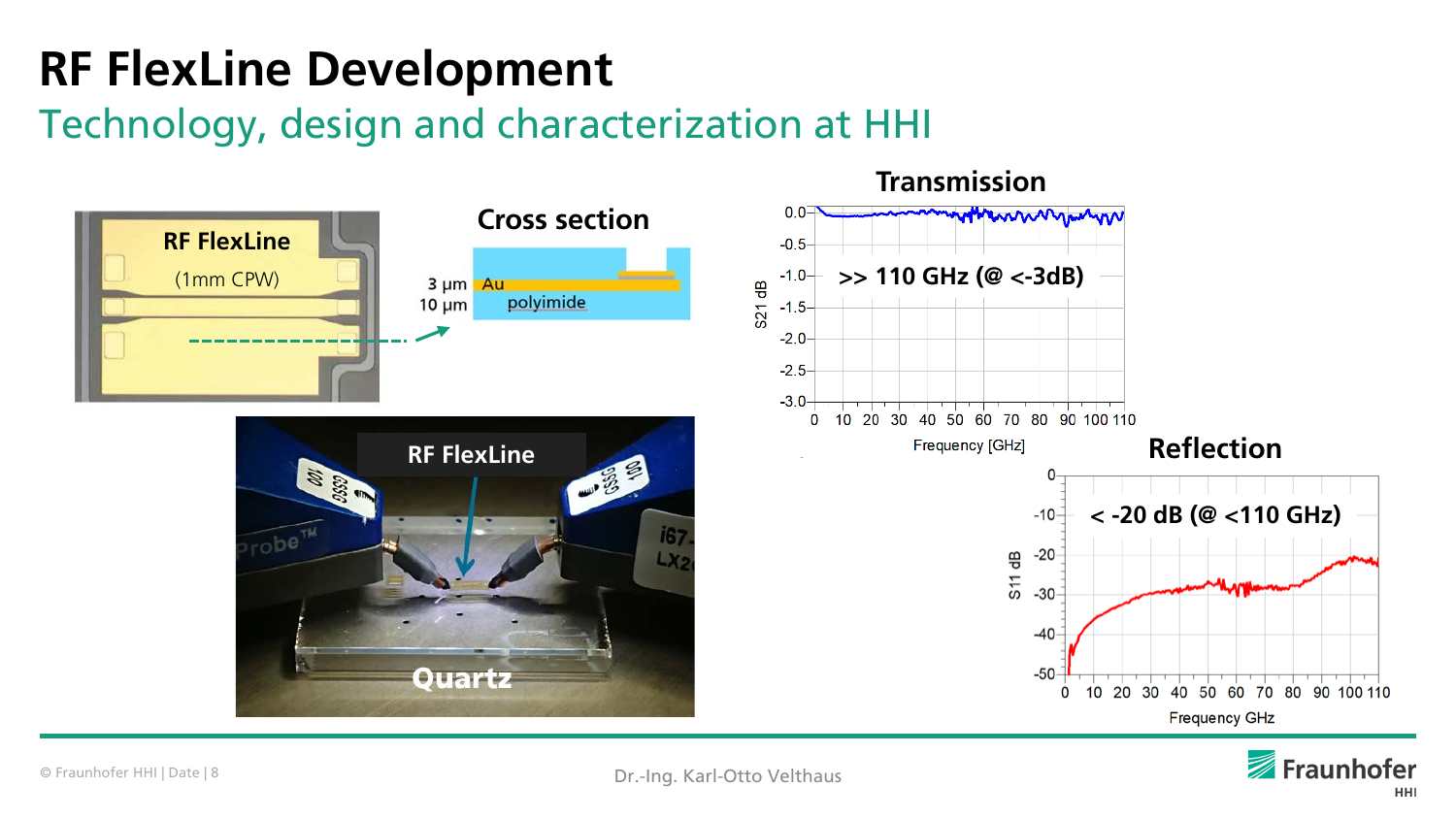# RF FlexLine Development

## Technology, design and characterization at HHI

**RF FlexLine**

(1mm CPW)

**Cross section**

3 µm Au

10 µm polyimide

**RF FlexLine**

**Quartz**

**Transmission**

>> 110 GHz (@ <-3dB)

**Reflection**

< -20 dB (@ <110 GHz)

Dr.-Ing. Karl-Otto Velthaus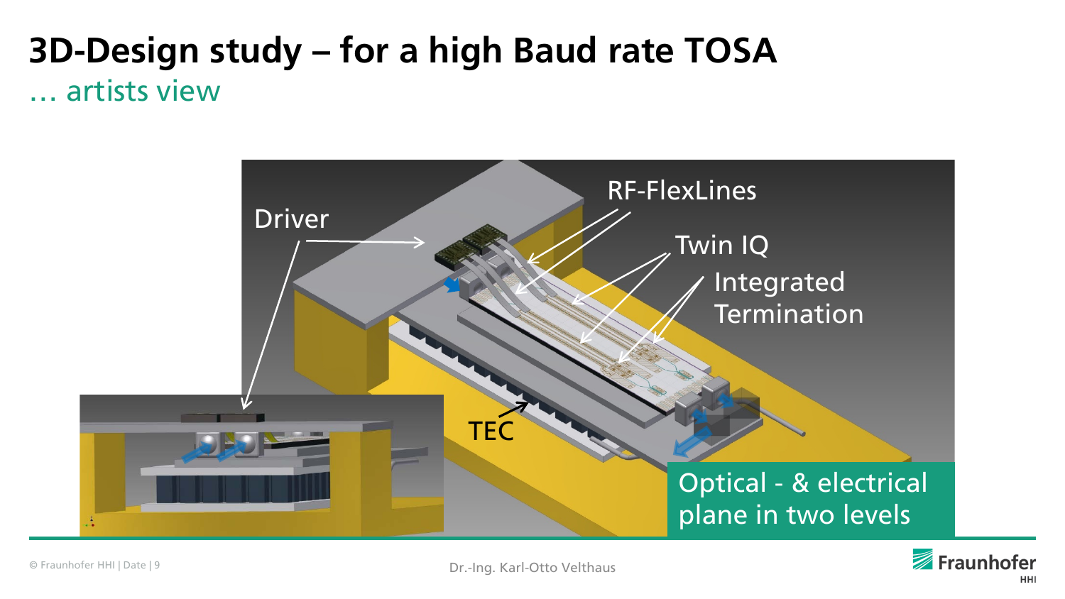# 3D-Design study – for a high Baud rate TOSA

… artists view

Driver

RF-FlexLines

Twin IQ

Integrated Termination

TEC

Optical - & electrical plane in two levels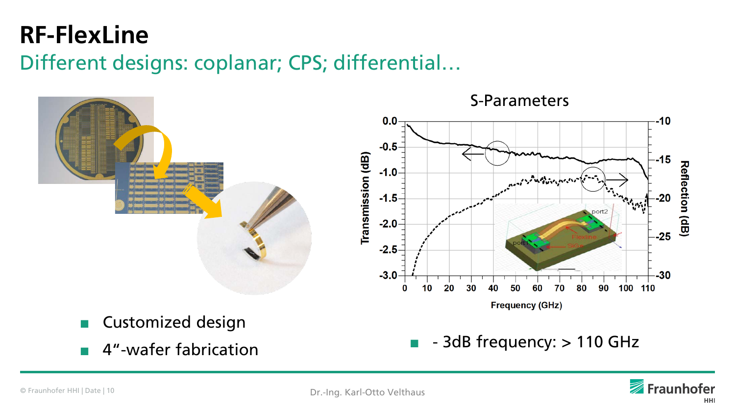# RF-FlexLine

## Different designs: coplanar; CPS; differential…

S-Parameters

- Customized design
- 4“-wafer fabrication

- \- 3dB frequency: > 110 GHz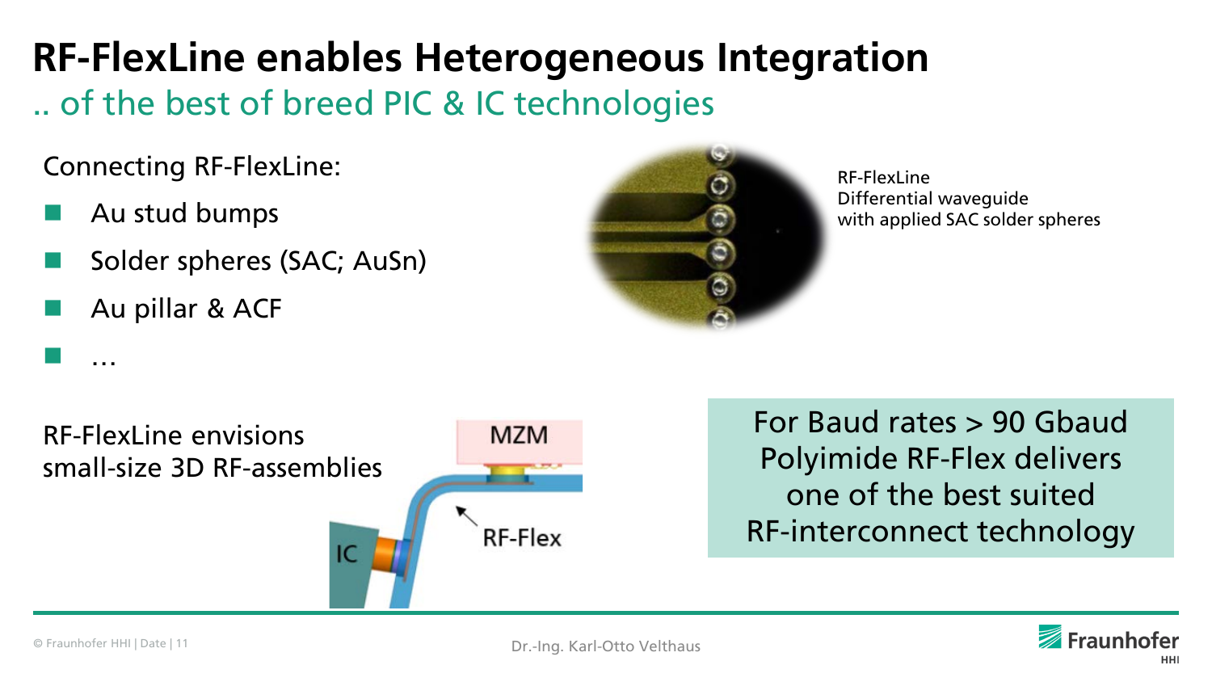# RF-FlexLine enables Heterogeneous Integration

## .. of the best of breed PIC & IC technologies

Connecting RF-FlexLine:

- Au stud bumps
- Solder spheres (SAC; AuSn)
- Au pillar & ACF
- …

RF-FlexLine
Differential waveguide
with applied SAC solder spheres

RF-FlexLine envisions
small-size 3D RF-assemblies

MZM

RF-Flex

IC

For Baud rates > 90 Gbaud
Polyimide RF-Flex delivers
one of the best suited
RF-interconnect technology

Dr.-Ing. Karl-Otto Velthaus